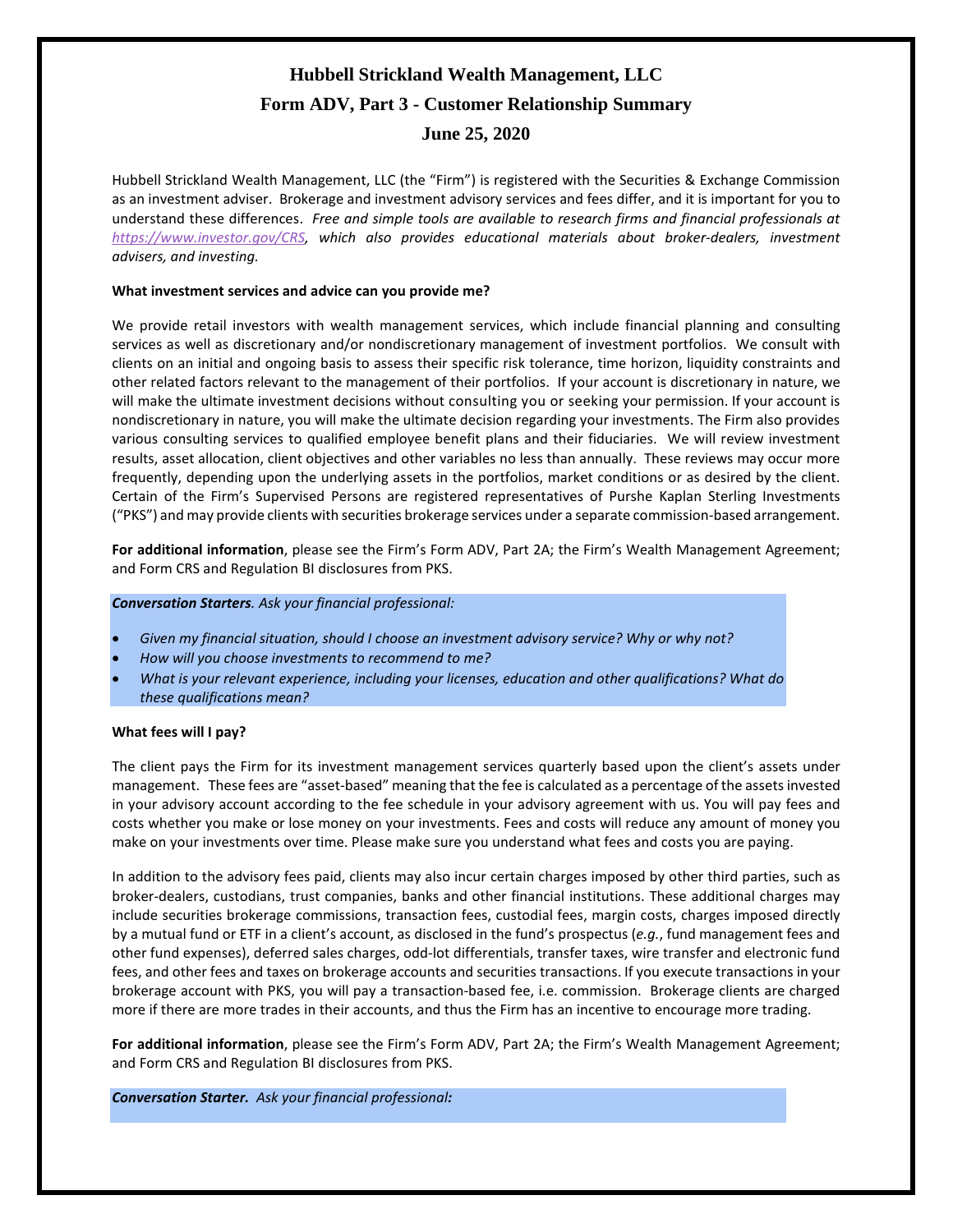# Hubbell Strickland Wealth Management, LLC

## Form ADV, Part 3 - Customer Relationship Summary

## June 25, 2020

Hubbell Strickland Wealth Management, LLC (the "Firm") is registered with the Securities & Exchange Commission as an investment adviser. Brokerage and investment advisory services and fees differ, and it is important for you to understand these differences. *Free and simple tools are available to research firms and financial professionals at [https://www.investor.gov/CRS](https://www.investor.gov/CRS), which also provides educational materials about broker-dealers, investment advisers, and investing.*

**What investment services and advice can you provide me?**

We provide retail investors with wealth management services, which include financial planning and consulting services as well as discretionary and/or nondiscretionary management of investment portfolios. We consult with clients on an initial and ongoing basis to assess their specific risk tolerance, time horizon, liquidity constraints and other related factors relevant to the management of their portfolios. If your account is discretionary in nature, we will make the ultimate investment decisions without consulting you or seeking your permission. If your account is nondiscretionary in nature, you will make the ultimate decision regarding your investments. The Firm also provides various consulting services to qualified employee benefit plans and their fiduciaries. We will review investment results, asset allocation, client objectives and other variables no less than annually. These reviews may occur more frequently, depending upon the underlying assets in the portfolios, market conditions or as desired by the client. Certain of the Firm's Supervised Persons are registered representatives of Purshe Kaplan Sterling Investments ("PKS") and may provide clients with securities brokerage services under a separate commission-based arrangement.

**For additional information**, please see the Firm's Form ADV, Part 2A; the Firm's Wealth Management Agreement; and Form CRS and Regulation BI disclosures from PKS.

***Conversation Starters**. Ask your financial professional:*

- *Given my financial situation, should I choose an investment advisory service? Why or why not?*
- *How will you choose investments to recommend to me?*
- *What is your relevant experience, including your licenses, education and other qualifications? What do these qualifications mean?*

**What fees will I pay?**

The client pays the Firm for its investment management services quarterly based upon the client's assets under management. These fees are "asset-based" meaning that the fee is calculated as a percentage of the assets invested in your advisory account according to the fee schedule in your advisory agreement with us. You will pay fees and costs whether you make or lose money on your investments. Fees and costs will reduce any amount of money you make on your investments over time. Please make sure you understand what fees and costs you are paying.

In addition to the advisory fees paid, clients may also incur certain charges imposed by other third parties, such as broker-dealers, custodians, trust companies, banks and other financial institutions. These additional charges may include securities brokerage commissions, transaction fees, custodial fees, margin costs, charges imposed directly by a mutual fund or ETF in a client's account, as disclosed in the fund's prospectus (*e.g.*, fund management fees and other fund expenses), deferred sales charges, odd-lot differentials, transfer taxes, wire transfer and electronic fund fees, and other fees and taxes on brokerage accounts and securities transactions. If you execute transactions in your brokerage account with PKS, you will pay a transaction-based fee, i.e. commission. Brokerage clients are charged more if there are more trades in their accounts, and thus the Firm has an incentive to encourage more trading.

**For additional information**, please see the Firm's Form ADV, Part 2A; the Firm's Wealth Management Agreement; and Form CRS and Regulation BI disclosures from PKS.

***Conversation Starter.** Ask your financial professional:*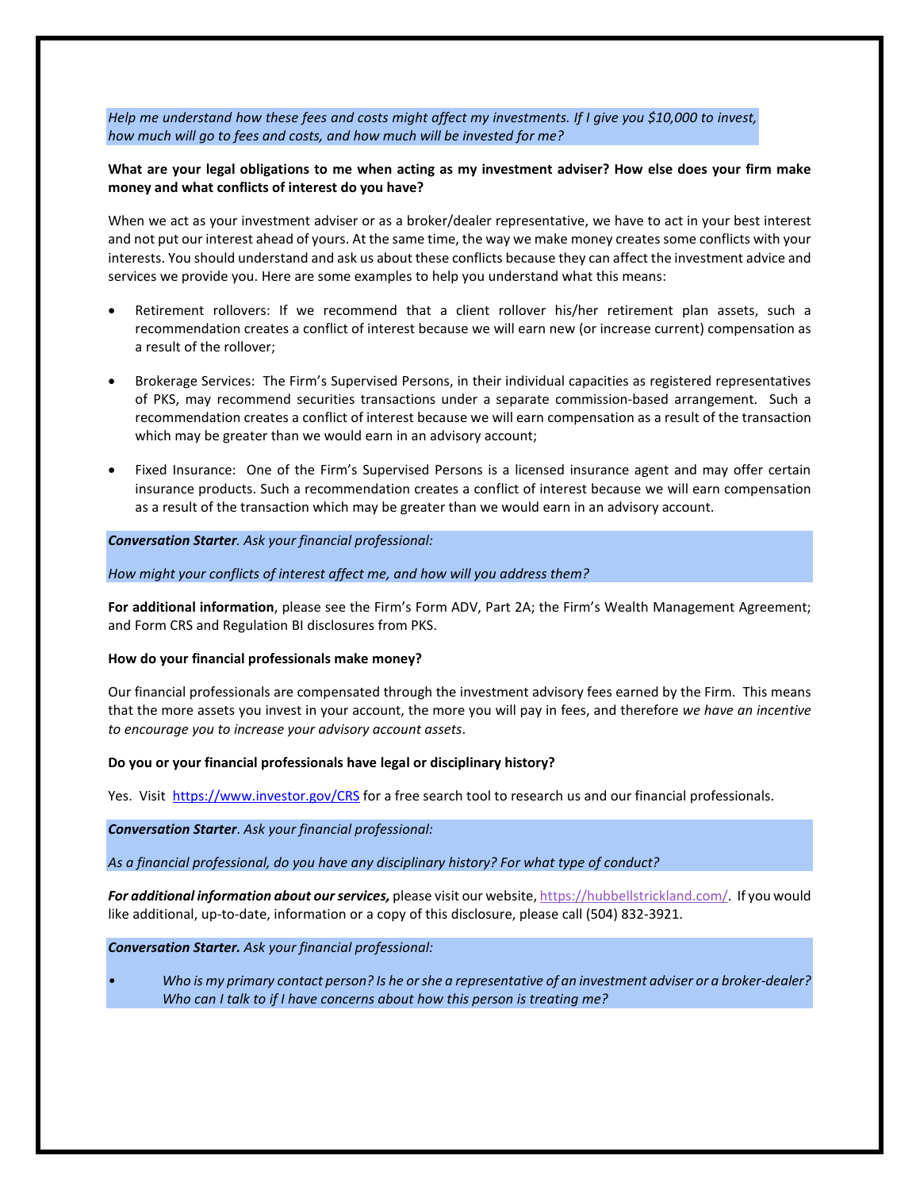*Help me understand how these fees and costs might affect my investments. If I give you $10,000 to invest, how much will go to fees and costs, and how much will be invested for me?*

**What are your legal obligations to me when acting as my investment adviser? How else does your firm make money and what conflicts of interest do you have?**

When we act as your investment adviser or as a broker/dealer representative, we have to act in your best interest and not put our interest ahead of yours. At the same time, the way we make money creates some conflicts with your interests. You should understand and ask us about these conflicts because they can affect the investment advice and services we provide you. Here are some examples to help you understand what this means:

- Retirement rollovers: If we recommend that a client rollover his/her retirement plan assets, such a recommendation creates a conflict of interest because we will earn new (or increase current) compensation as a result of the rollover;
- Brokerage Services: The Firm's Supervised Persons, in their individual capacities as registered representatives of PKS, may recommend securities transactions under a separate commission-based arrangement. Such a recommendation creates a conflict of interest because we will earn compensation as a result of the transaction which may be greater than we would earn in an advisory account;
- Fixed Insurance: One of the Firm's Supervised Persons is a licensed insurance agent and may offer certain insurance products. Such a recommendation creates a conflict of interest because we will earn compensation as a result of the transaction which may be greater than we would earn in an advisory account.

***Conversation Starter****. Ask your financial professional:*

*How might your conflicts of interest affect me, and how will you address them?*

**For additional information**, please see the Firm's Form ADV, Part 2A; the Firm's Wealth Management Agreement; and Form CRS and Regulation BI disclosures from PKS.

**How do your financial professionals make money?**

Our financial professionals are compensated through the investment advisory fees earned by the Firm. This means that the more assets you invest in your account, the more you will pay in fees, and therefore *we have an incentive to encourage you to increase your advisory account assets*.

**Do you or your financial professionals have legal or disciplinary history?**

Yes. Visit https://www.investor.gov/CRS for a free search tool to research us and our financial professionals.

***Conversation Starter****. Ask your financial professional:*

*As a financial professional, do you have any disciplinary history? For what type of conduct?*

***For additional information about our services,*** please visit our website, https://hubbellstrickland.com/. If you would like additional, up-to-date, information or a copy of this disclosure, please call (504) 832-3921.

***Conversation Starter.*** *Ask your financial professional:*

- *Who is my primary contact person? Is he or she a representative of an investment adviser or a broker-dealer? Who can I talk to if I have concerns about how this person is treating me?*